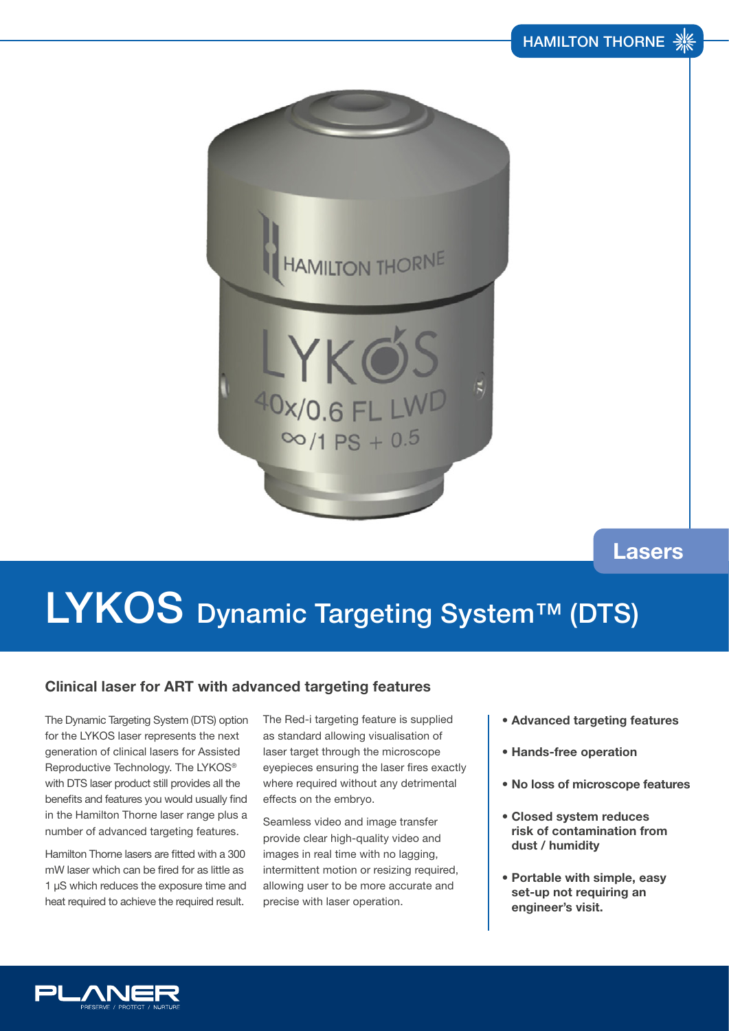Lasers

# LYKOS Dynamic Targeting System™ (DTS)

### Clinical laser for ART with advanced targeting features

The Dynamic Targeting System (DTS) option for the LYKOS laser represents the next generation of clinical lasers for Assisted Reproductive Technology. The LYKOS® with DTS laser product still provides all the benefits and features you would usually find in the Hamilton Thorne laser range plus a number of advanced targeting features.

Hamilton Thorne lasers are fitted with a 300 mW laser which can be fired for as little as 1 µS which reduces the exposure time and heat required to achieve the required result.

The Red-i targeting feature is supplied as standard allowing visualisation of laser target through the microscope eyepieces ensuring the laser fires exactly where required without any detrimental effects on the embryo.

Seamless video and image transfer provide clear high-quality video and images in real time with no lagging, intermittent motion or resizing required, allowing user to be more accurate and precise with laser operation.

- **Advanced targeting features**
- **Hands-free operation**
- **No loss of microscope features**
- **Closed system reduces risk of contamination from dust / humidity**
- **Portable with simple, easy set-up not requiring an engineer's visit.**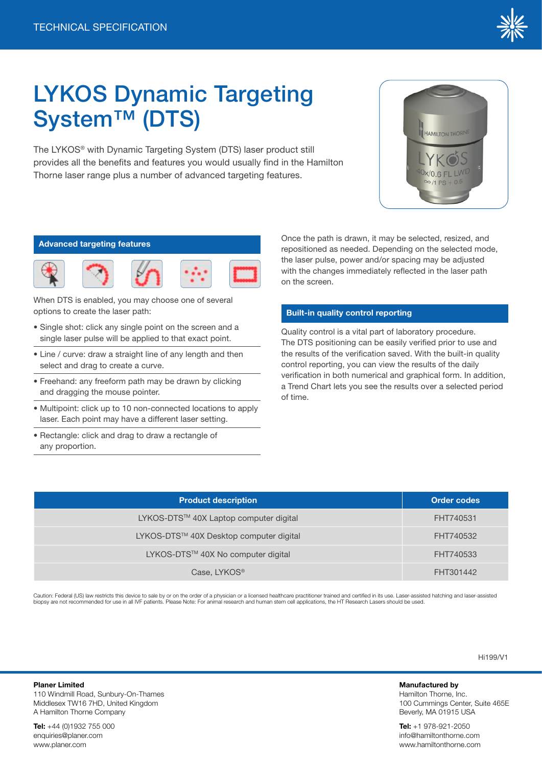TECHNICAL SPECIFICATION

# LYKOS Dynamic Targeting System™ (DTS)

The LYKOS® with Dynamic Targeting System (DTS) laser product still provides all the benefits and features you would usually find in the Hamilton Thorne laser range plus a number of advanced targeting features.

## Advanced targeting features

When DTS is enabled, you may choose one of several options to create the laser path:

- Single shot: click any single point on the screen and a single laser pulse will be applied to that exact point.
- Line / curve: draw a straight line of any length and then select and drag to create a curve.
- Freehand: any freeform path may be drawn by clicking and dragging the mouse pointer.
- Multipoint: click up to 10 non-connected locations to apply laser. Each point may have a different laser setting.
- Rectangle: click and drag to draw a rectangle of any proportion.

Once the path is drawn, it may be selected, resized, and repositioned as needed. Depending on the selected mode, the laser pulse, power and/or spacing may be adjusted with the changes immediately reflected in the laser path on the screen.

## Built-in quality control reporting

Quality control is a vital part of laboratory procedure. The DTS positioning can be easily verified prior to use and the results of the verification saved. With the built-in quality control reporting, you can view the results of the daily verification in both numerical and graphical form. In addition, a Trend Chart lets you see the results over a selected period of time.

| Product description | Order codes |
|---|---|
| LYKOS-DTS™ 40X Laptop computer digital | FHT740531 |
| LYKOS-DTS™ 40X Desktop computer digital | FHT740532 |
| LYKOS-DTS™ 40X No computer digital | FHT740533 |
| Case, LYKOS® | FHT301442 |

Caution: Federal (US) law restricts this device to sale by or on the order of a physician or a licensed healthcare practitioner trained and certified in its use. Laser-assisted hatching and laser-assisted biopsy are not recommended for use in all IVF patients. Please Note: For animal research and human stem cell applications, the HT Research Lasers should be used.

Hi199/V1

**Planer Limited**
110 Windmill Road, Sunbury-On-Thames
Middlesex TW16 7HD, United Kingdom
A Hamilton Thorne Company

**Tel:** +44 (0)1932 755 000
enquiries@planer.com
www.planer.com

**Manufactured by**
Hamilton Thorne, Inc.
100 Cummings Center, Suite 465E
Beverly, MA 01915 USA

**Tel:** +1 978-921-2050
info@hamiltonthorne.com
www.hamiltonthorne.com